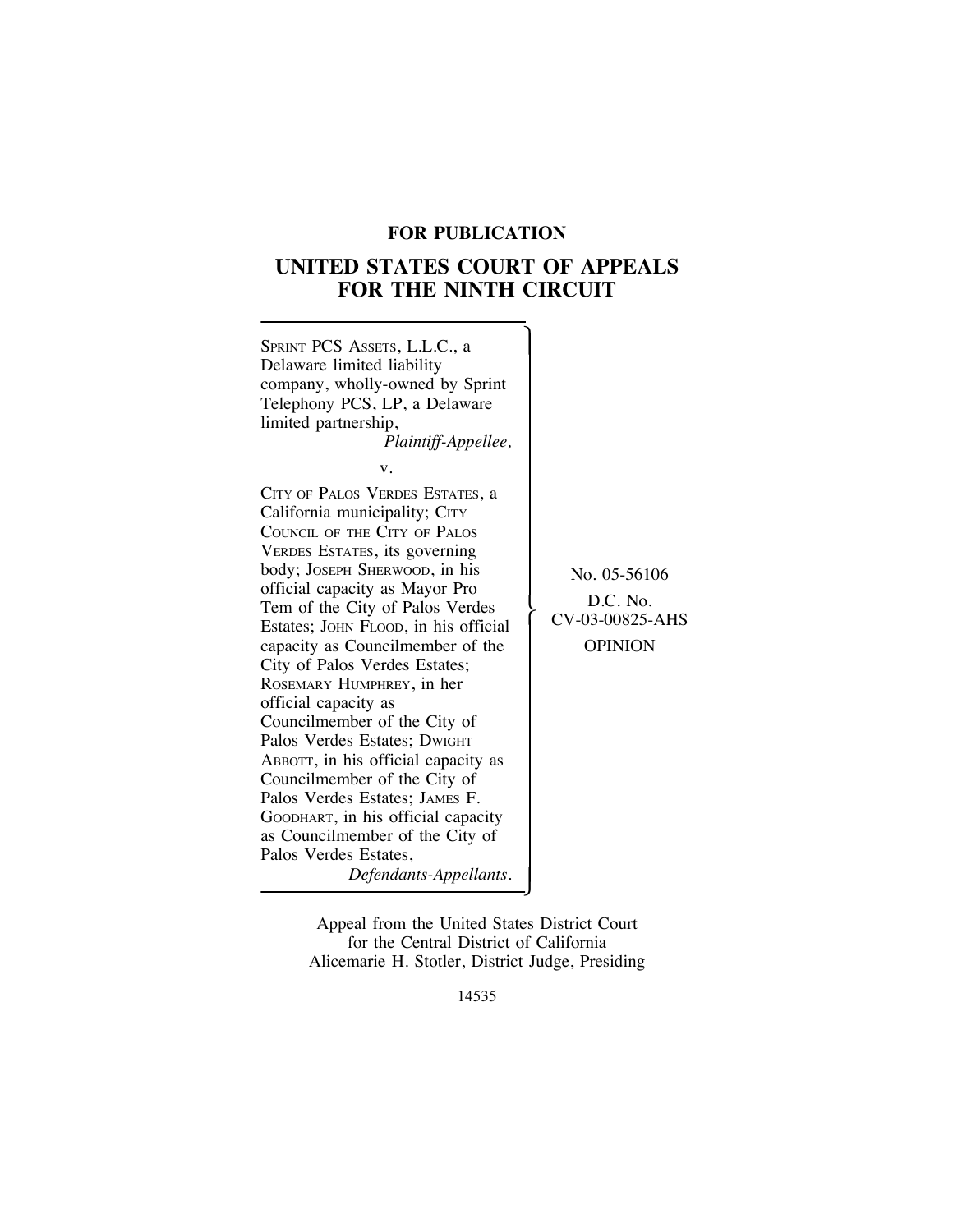**FOR PUBLICATION**

# UNITED STATES COURT OF APPEALS FOR THE NINTH CIRCUIT

SPRINT PCS ASSETS, L.L.C., a Delaware limited liability company, wholly-owned by Sprint Telephony PCS, LP, a Delaware limited partnership,
*Plaintiff-Appellee,*

v.

CITY OF PALOS VERDES ESTATES, a California municipality; CITY COUNCIL OF THE CITY OF PALOS VERDES ESTATES, its governing body; JOSEPH SHERWOOD, in his official capacity as Mayor Pro Tem of the City of Palos Verdes Estates; JOHN FLOOD, in his official capacity as Councilmember of the City of Palos Verdes Estates; ROSEMARY HUMPHREY, in her official capacity as Councilmember of the City of Palos Verdes Estates; DWIGHT ABBOTT, in his official capacity as Councilmember of the City of Palos Verdes Estates; JAMES F. GOODHART, in his official capacity as Councilmember of the City of Palos Verdes Estates,
*Defendants-Appellants.*

No. 05-56106

D.C. No. CV-03-00825-AHS

OPINION

Appeal from the United States District Court for the Central District of California
Alicemarie H. Stotler, District Judge, Presiding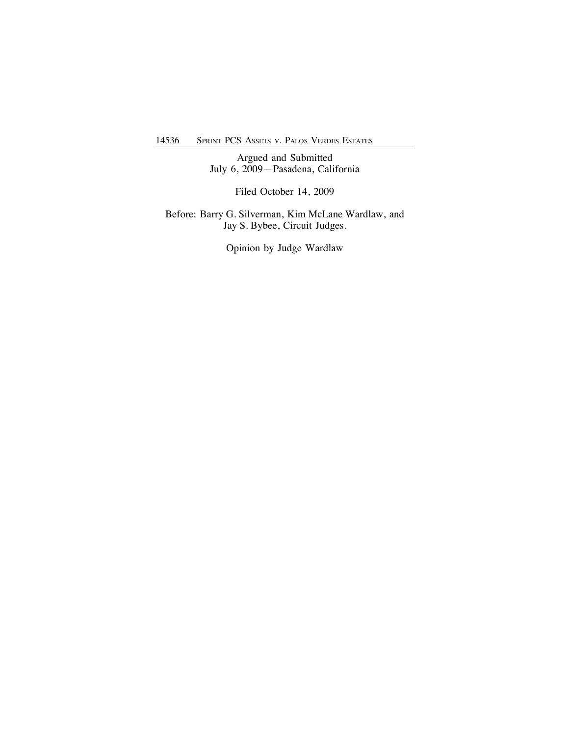Argued and Submitted
July 6, 2009—Pasadena, California

Filed October 14, 2009

Before: Barry G. Silverman, Kim McLane Wardlaw, and Jay S. Bybee, Circuit Judges.

Opinion by Judge Wardlaw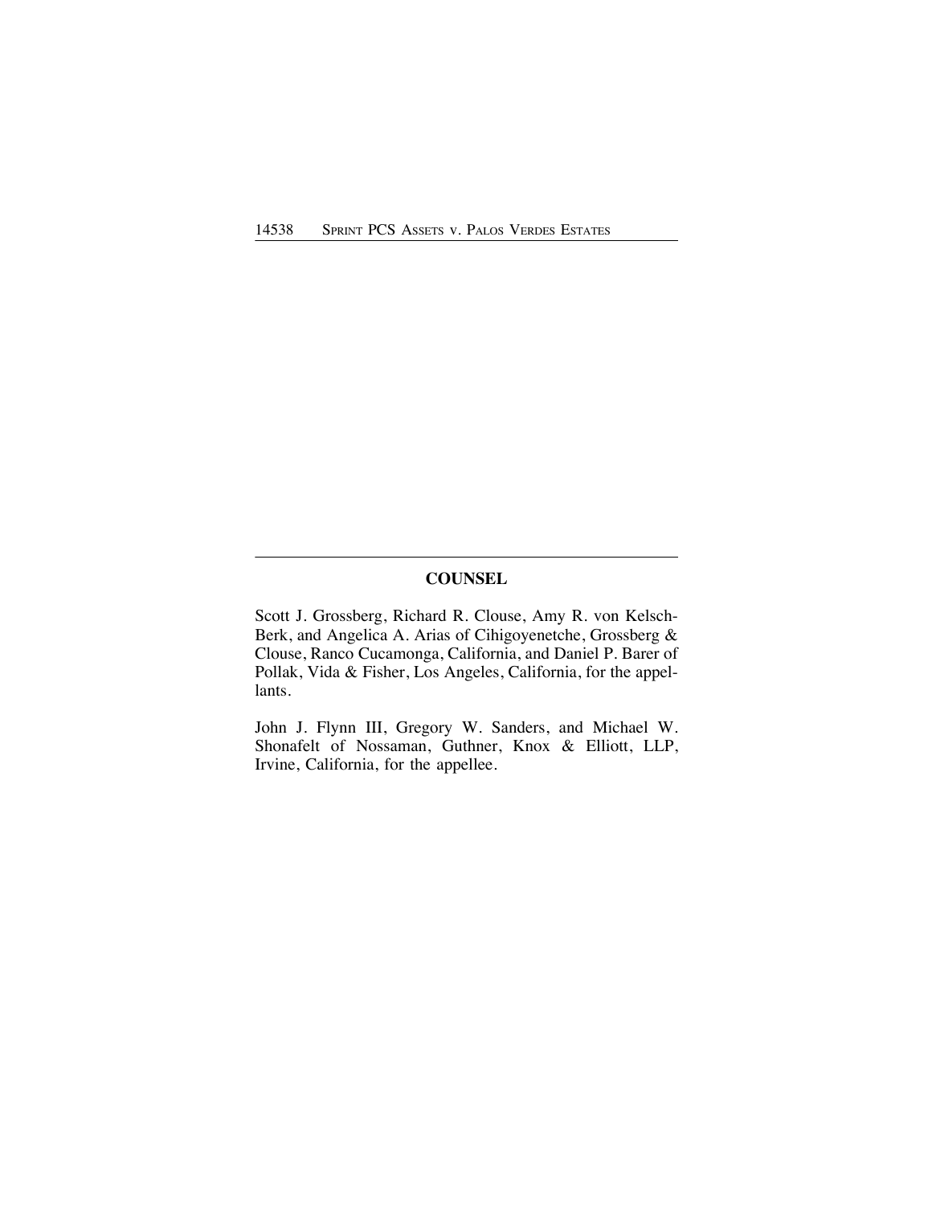## COUNSEL

Scott J. Grossberg, Richard R. Clouse, Amy R. von Kelsch-Berk, and Angelica A. Arias of Cihigoyenetche, Grossberg & Clouse, Ranco Cucamonga, California, and Daniel P. Barer of Pollak, Vida & Fisher, Los Angeles, California, for the appellants.

John J. Flynn III, Gregory W. Sanders, and Michael W. Shonafelt of Nossaman, Guthner, Knox & Elliott, LLP, Irvine, California, for the appellee.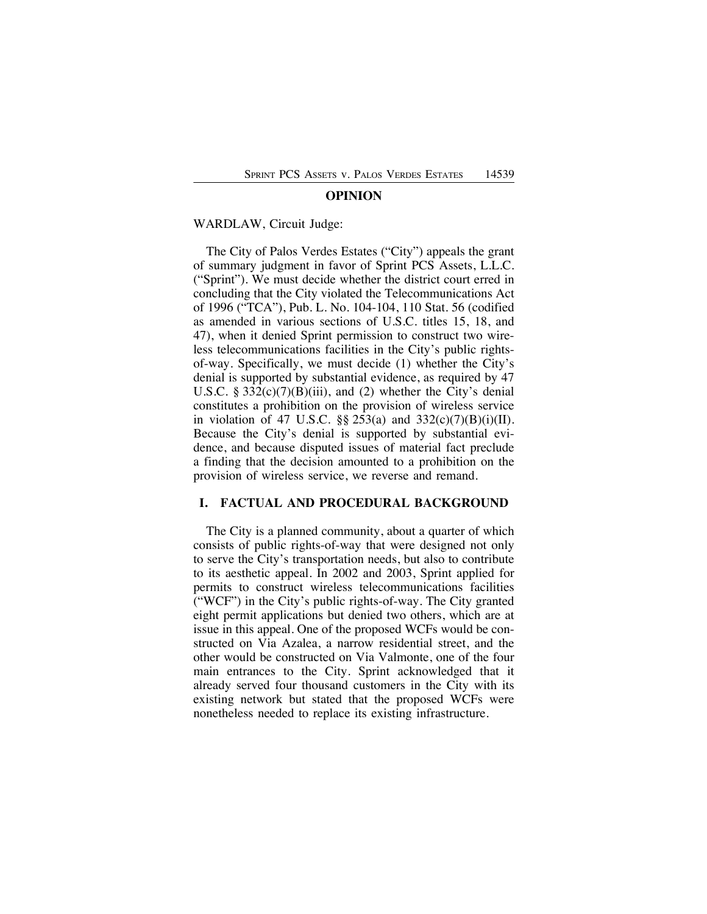## OPINION

WARDLAW, Circuit Judge:

The City of Palos Verdes Estates ("City") appeals the grant of summary judgment in favor of Sprint PCS Assets, L.L.C. ("Sprint"). We must decide whether the district court erred in concluding that the City violated the Telecommunications Act of 1996 ("TCA"), Pub. L. No. 104-104, 110 Stat. 56 (codified as amended in various sections of U.S.C. titles 15, 18, and 47), when it denied Sprint permission to construct two wireless telecommunications facilities in the City's public rights-of-way. Specifically, we must decide (1) whether the City's denial is supported by substantial evidence, as required by 47 U.S.C. § 332(c)(7)(B)(iii), and (2) whether the City's denial constitutes a prohibition on the provision of wireless service in violation of 47 U.S.C. §§ 253(a) and 332(c)(7)(B)(i)(II). Because the City's denial is supported by substantial evidence, and because disputed issues of material fact preclude a finding that the decision amounted to a prohibition on the provision of wireless service, we reverse and remand.

## I. FACTUAL AND PROCEDURAL BACKGROUND

The City is a planned community, about a quarter of which consists of public rights-of-way that were designed not only to serve the City's transportation needs, but also to contribute to its aesthetic appeal. In 2002 and 2003, Sprint applied for permits to construct wireless telecommunications facilities ("WCF") in the City's public rights-of-way. The City granted eight permit applications but denied two others, which are at issue in this appeal. One of the proposed WCFs would be constructed on Via Azalea, a narrow residential street, and the other would be constructed on Via Valmonte, one of the four main entrances to the City. Sprint acknowledged that it already served four thousand customers in the City with its existing network but stated that the proposed WCFs were nonetheless needed to replace its existing infrastructure.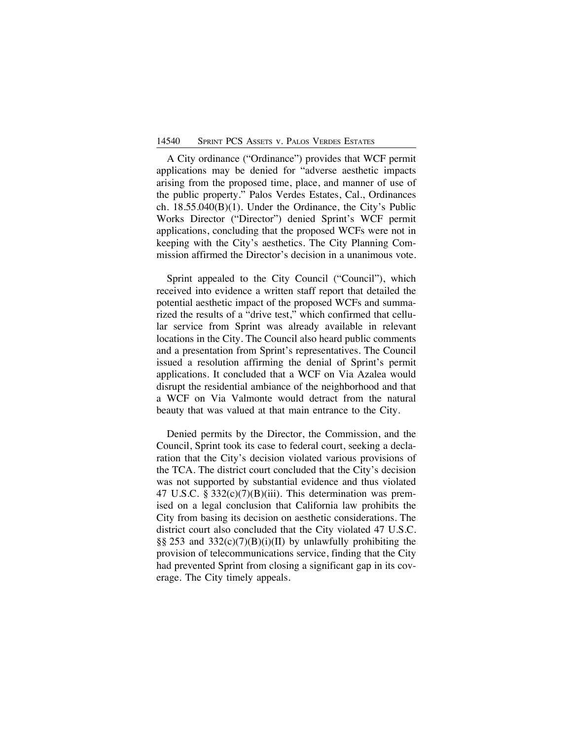A City ordinance ("Ordinance") provides that WCF permit applications may be denied for "adverse aesthetic impacts arising from the proposed time, place, and manner of use of the public property." Palos Verdes Estates, Cal., Ordinances ch. 18.55.040(B)(1). Under the Ordinance, the City's Public Works Director ("Director") denied Sprint's WCF permit applications, concluding that the proposed WCFs were not in keeping with the City's aesthetics. The City Planning Commission affirmed the Director's decision in a unanimous vote.

Sprint appealed to the City Council ("Council"), which received into evidence a written staff report that detailed the potential aesthetic impact of the proposed WCFs and summarized the results of a "drive test," which confirmed that cellular service from Sprint was already available in relevant locations in the City. The Council also heard public comments and a presentation from Sprint's representatives. The Council issued a resolution affirming the denial of Sprint's permit applications. It concluded that a WCF on Via Azalea would disrupt the residential ambiance of the neighborhood and that a WCF on Via Valmonte would detract from the natural beauty that was valued at that main entrance to the City.

Denied permits by the Director, the Commission, and the Council, Sprint took its case to federal court, seeking a declaration that the City's decision violated various provisions of the TCA. The district court concluded that the City's decision was not supported by substantial evidence and thus violated 47 U.S.C. § 332(c)(7)(B)(iii). This determination was premised on a legal conclusion that California law prohibits the City from basing its decision on aesthetic considerations. The district court also concluded that the City violated 47 U.S.C. §§ 253 and 332(c)(7)(B)(i)(II) by unlawfully prohibiting the provision of telecommunications service, finding that the City had prevented Sprint from closing a significant gap in its coverage. The City timely appeals.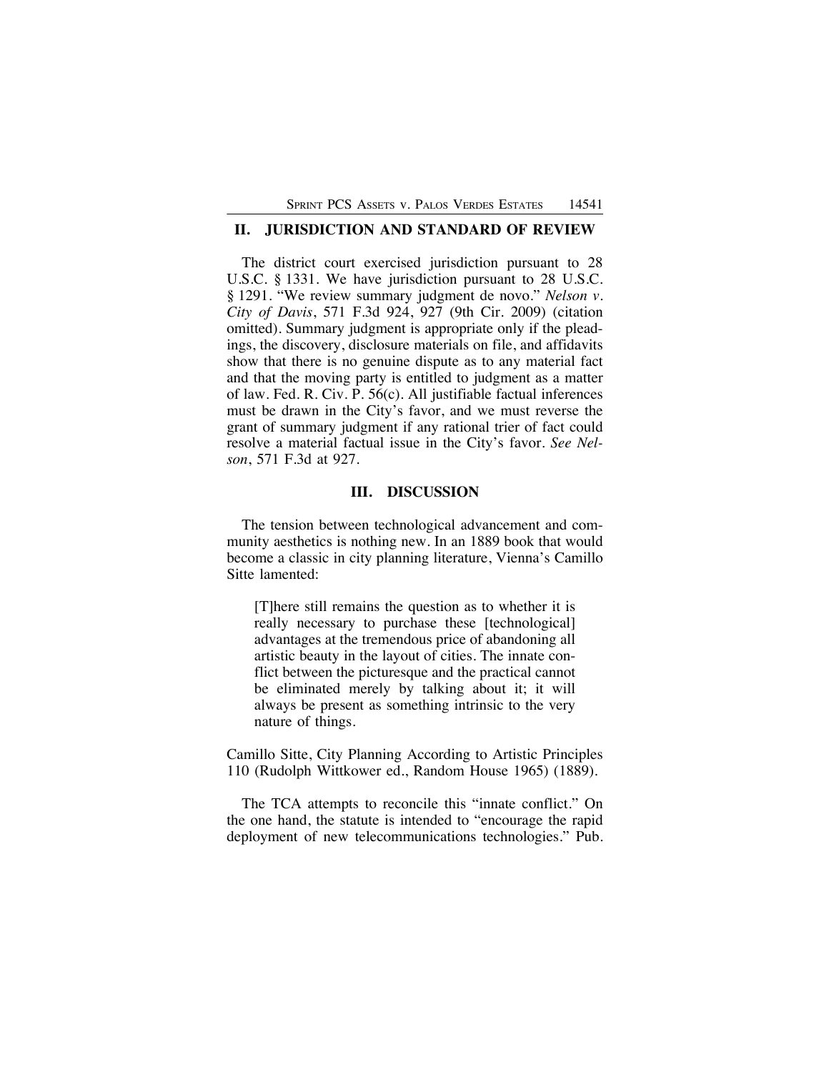## II. JURISDICTION AND STANDARD OF REVIEW

The district court exercised jurisdiction pursuant to 28 U.S.C. § 1331. We have jurisdiction pursuant to 28 U.S.C. § 1291. "We review summary judgment de novo." *Nelson v. City of Davis*, 571 F.3d 924, 927 (9th Cir. 2009) (citation omitted). Summary judgment is appropriate only if the pleadings, the discovery, disclosure materials on file, and affidavits show that there is no genuine dispute as to any material fact and that the moving party is entitled to judgment as a matter of law. Fed. R. Civ. P. 56(c). All justifiable factual inferences must be drawn in the City's favor, and we must reverse the grant of summary judgment if any rational trier of fact could resolve a material factual issue in the City's favor. *See Nelson*, 571 F.3d at 927.

## III. DISCUSSION

The tension between technological advancement and community aesthetics is nothing new. In an 1889 book that would become a classic in city planning literature, Vienna's Camillo Sitte lamented:

> [T]here still remains the question as to whether it is really necessary to purchase these [technological] advantages at the tremendous price of abandoning all artistic beauty in the layout of cities. The innate conflict between the picturesque and the practical cannot be eliminated merely by talking about it; it will always be present as something intrinsic to the very nature of things.

Camillo Sitte, City Planning According to Artistic Principles 110 (Rudolph Wittkower ed., Random House 1965) (1889).

The TCA attempts to reconcile this "innate conflict." On the one hand, the statute is intended to "encourage the rapid deployment of new telecommunications technologies." Pub.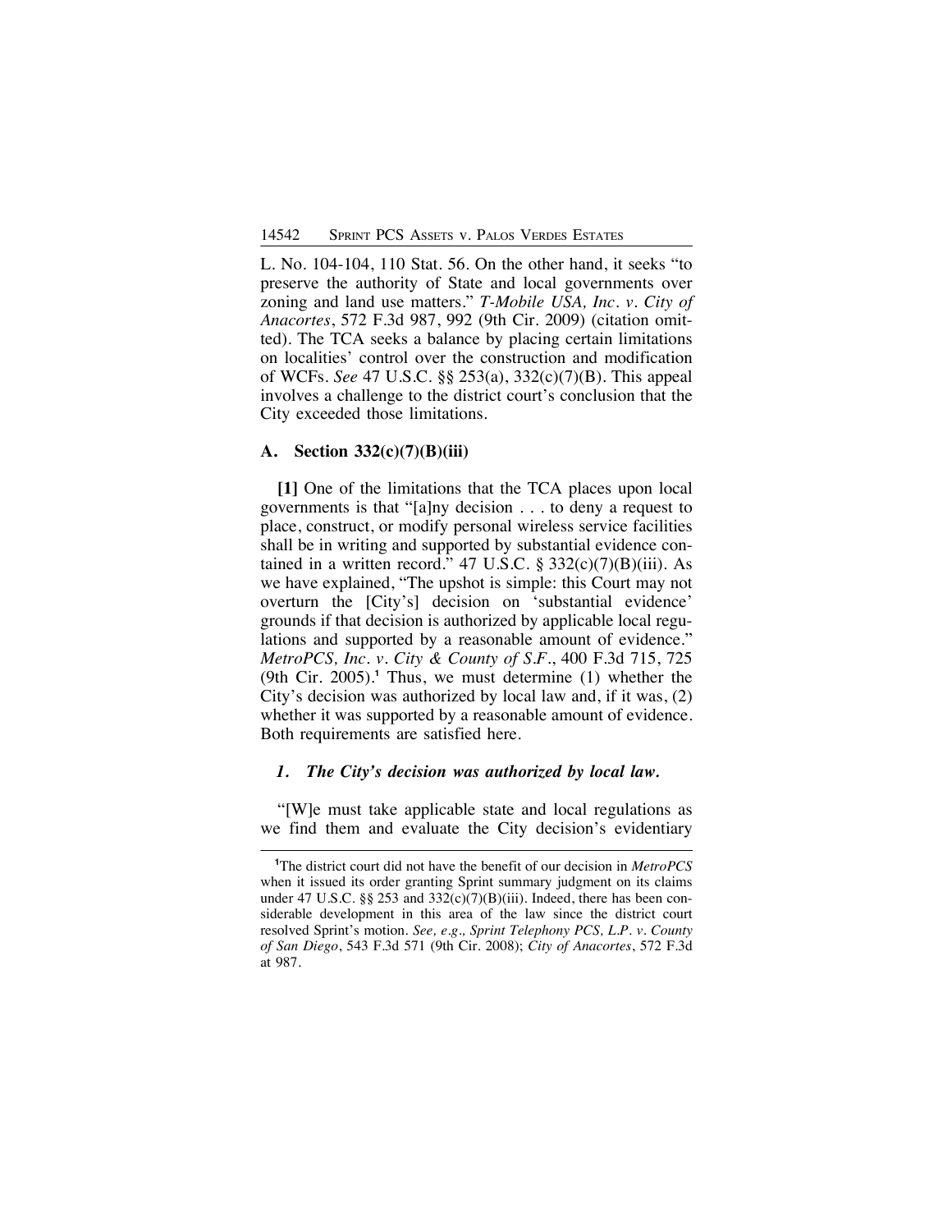L. No. 104-104, 110 Stat. 56. On the other hand, it seeks "to preserve the authority of State and local governments over zoning and land use matters." *T-Mobile USA, Inc. v. City of Anacortes*, 572 F.3d 987, 992 (9th Cir. 2009) (citation omitted). The TCA seeks a balance by placing certain limitations on localities' control over the construction and modification of WCFs. *See* 47 U.S.C. §§ 253(a), 332(c)(7)(B). This appeal involves a challenge to the district court's conclusion that the City exceeded those limitations.

### A. Section 332(c)(7)(B)(iii)

**[1]** One of the limitations that the TCA places upon local governments is that "[a]ny decision . . . to deny a request to place, construct, or modify personal wireless service facilities shall be in writing and supported by substantial evidence contained in a written record." 47 U.S.C. § 332(c)(7)(B)(iii). As we have explained, "The upshot is simple: this Court may not overturn the [City's] decision on 'substantial evidence' grounds if that decision is authorized by applicable local regulations and supported by a reasonable amount of evidence." *MetroPCS, Inc. v. City & County of S.F.*, 400 F.3d 715, 725 (9th Cir. 2005).[1] Thus, we must determine (1) whether the City's decision was authorized by local law and, if it was, (2) whether it was supported by a reasonable amount of evidence. Both requirements are satisfied here.

#### *1. The City's decision was authorized by local law.*

"[W]e must take applicable state and local regulations as we find them and evaluate the City decision's evidentiary

[1]The district court did not have the benefit of our decision in *MetroPCS* when it issued its order granting Sprint summary judgment on its claims under 47 U.S.C. §§ 253 and 332(c)(7)(B)(iii). Indeed, there has been considerable development in this area of the law since the district court resolved Sprint's motion. *See, e.g., Sprint Telephony PCS, L.P. v. County of San Diego*, 543 F.3d 571 (9th Cir. 2008); *City of Anacortes*, 572 F.3d at 987.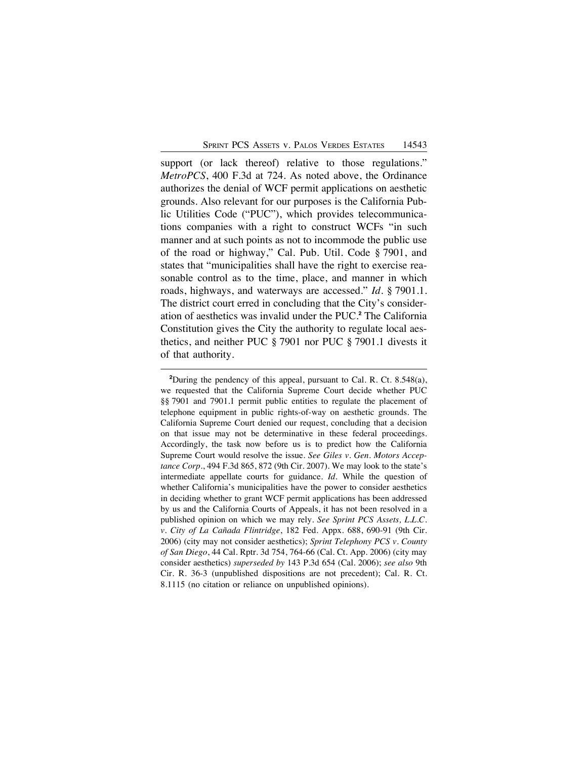support (or lack thereof) relative to those regulations." *MetroPCS*, 400 F.3d at 724. As noted above, the Ordinance authorizes the denial of WCF permit applications on aesthetic grounds. Also relevant for our purposes is the California Public Utilities Code ("PUC"), which provides telecommunications companies with a right to construct WCFs "in such manner and at such points as not to incommode the public use of the road or highway," Cal. Pub. Util. Code § 7901, and states that "municipalities shall have the right to exercise reasonable control as to the time, place, and manner in which roads, highways, and waterways are accessed." *Id.* § 7901.1. The district court erred in concluding that the City's consideration of aesthetics was invalid under the PUC.[2] The California Constitution gives the City the authority to regulate local aesthetics, and neither PUC § 7901 nor PUC § 7901.1 divests it of that authority.

---

[2]During the pendency of this appeal, pursuant to Cal. R. Ct. 8.548(a), we requested that the California Supreme Court decide whether PUC §§ 7901 and 7901.1 permit public entities to regulate the placement of telephone equipment in public rights-of-way on aesthetic grounds. The California Supreme Court denied our request, concluding that a decision on that issue may not be determinative in these federal proceedings. Accordingly, the task now before us is to predict how the California Supreme Court would resolve the issue. *See Giles v. Gen. Motors Acceptance Corp.*, 494 F.3d 865, 872 (9th Cir. 2007). We may look to the state's intermediate appellate courts for guidance. *Id.* While the question of whether California's municipalities have the power to consider aesthetics in deciding whether to grant WCF permit applications has been addressed by us and the California Courts of Appeals, it has not been resolved in a published opinion on which we may rely. *See Sprint PCS Assets, L.L.C. v. City of La Cañada Flintridge*, 182 Fed. Appx. 688, 690-91 (9th Cir. 2006) (city may not consider aesthetics); *Sprint Telephony PCS v. County of San Diego*, 44 Cal. Rptr. 3d 754, 764-66 (Cal. Ct. App. 2006) (city may consider aesthetics) *superseded by* 143 P.3d 654 (Cal. 2006); *see also* 9th Cir. R. 36-3 (unpublished dispositions are not precedent); Cal. R. Ct. 8.1115 (no citation or reliance on unpublished opinions).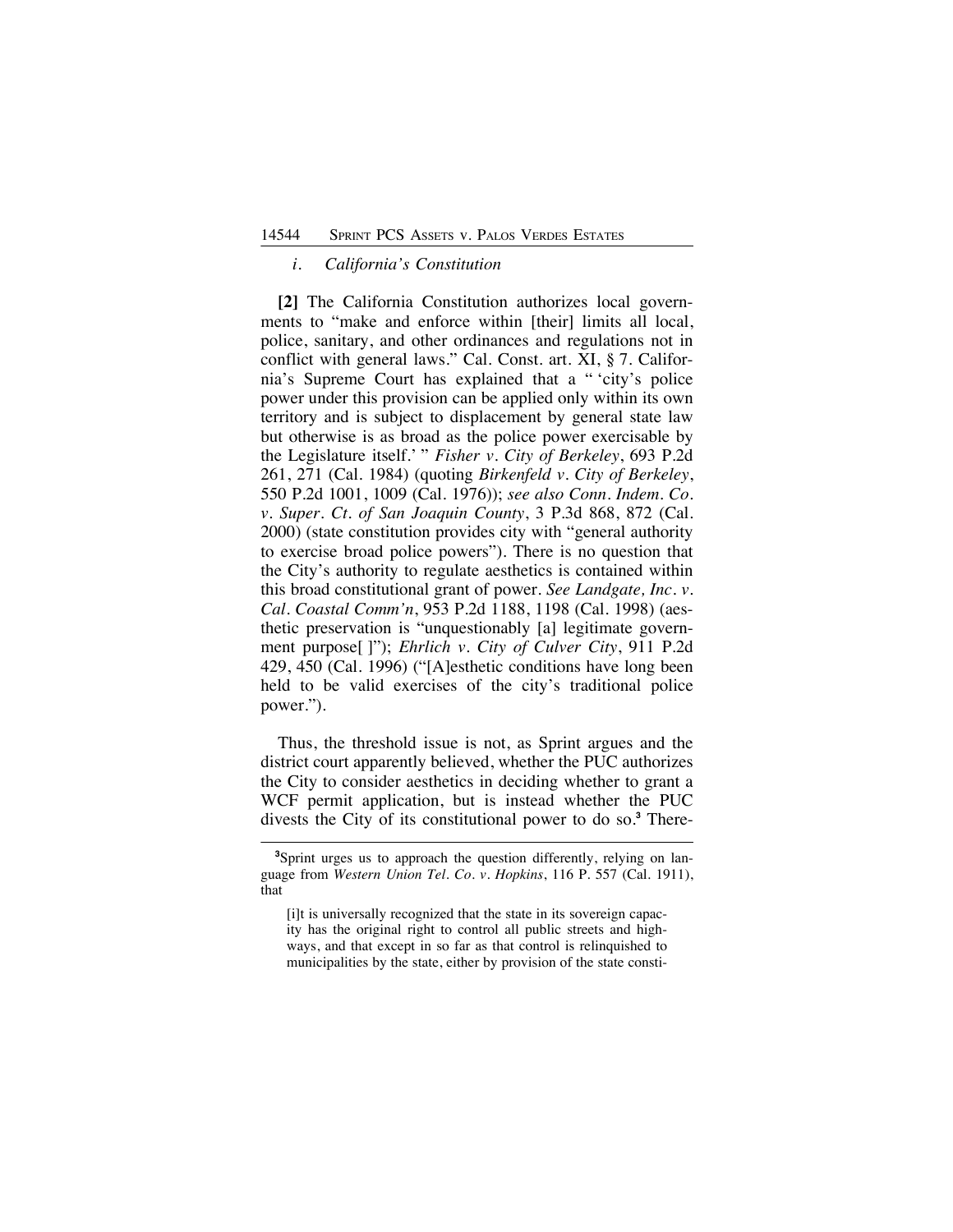### *i. California's Constitution*

**[2]** The California Constitution authorizes local governments to "make and enforce within [their] limits all local, police, sanitary, and other ordinances and regulations not in conflict with general laws." Cal. Const. art. XI, § 7. California's Supreme Court has explained that a " 'city's police power under this provision can be applied only within its own territory and is subject to displacement by general state law but otherwise is as broad as the police power exercisable by the Legislature itself.' " *Fisher v. City of Berkeley*, 693 P.2d 261, 271 (Cal. 1984) (quoting *Birkenfeld v. City of Berkeley*, 550 P.2d 1001, 1009 (Cal. 1976)); *see also Conn. Indem. Co. v. Super. Ct. of San Joaquin County*, 3 P.3d 868, 872 (Cal. 2000) (state constitution provides city with "general authority to exercise broad police powers"). There is no question that the City's authority to regulate aesthetics is contained within this broad constitutional grant of power. *See Landgate, Inc. v. Cal. Coastal Comm'n*, 953 P.2d 1188, 1198 (Cal. 1998) (aesthetic preservation is "unquestionably [a] legitimate government purpose[ ]"); *Ehrlich v. City of Culver City*, 911 P.2d 429, 450 (Cal. 1996) ("[A]esthetic conditions have long been held to be valid exercises of the city's traditional police power.").

Thus, the threshold issue is not, as Sprint argues and the district court apparently believed, whether the PUC authorizes the City to consider aesthetics in deciding whether to grant a WCF permit application, but is instead whether the PUC divests the City of its constitutional power to do so.[3] There-

[3]Sprint urges us to approach the question differently, relying on language from *Western Union Tel. Co. v. Hopkins*, 116 P. 557 (Cal. 1911), that

> [i]t is universally recognized that the state in its sovereign capacity has the original right to control all public streets and highways, and that except in so far as that control is relinquished to municipalities by the state, either by provision of the state consti-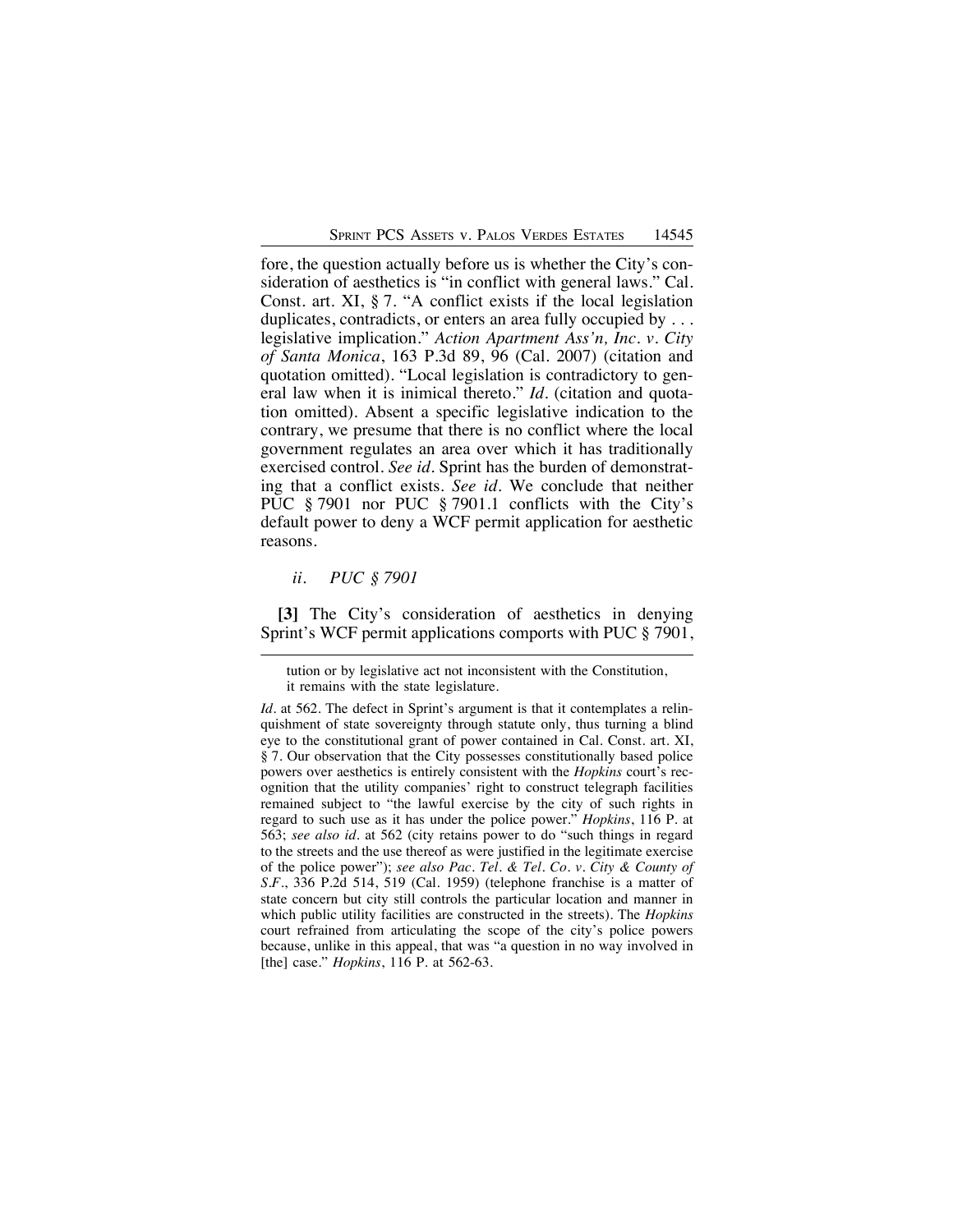fore, the question actually before us is whether the City's consideration of aesthetics is "in conflict with general laws." Cal. Const. art. XI, § 7. "A conflict exists if the local legislation duplicates, contradicts, or enters an area fully occupied by . . . legislative implication." *Action Apartment Ass'n, Inc. v. City of Santa Monica*, 163 P.3d 89, 96 (Cal. 2007) (citation and quotation omitted). "Local legislation is contradictory to general law when it is inimical thereto." *Id.* (citation and quotation omitted). Absent a specific legislative indication to the contrary, we presume that there is no conflict where the local government regulates an area over which it has traditionally exercised control. *See id.* Sprint has the burden of demonstrating that a conflict exists. *See id.* We conclude that neither PUC § 7901 nor PUC § 7901.1 conflicts with the City's default power to deny a WCF permit application for aesthetic reasons.

*ii. PUC § 7901*

**[3]** The City's consideration of aesthetics in denying Sprint's WCF permit applications comports with PUC § 7901,

---

tution or by legislative act not inconsistent with the Constitution, it remains with the state legislature.

*Id.* at 562. The defect in Sprint's argument is that it contemplates a relinquishment of state sovereignty through statute only, thus turning a blind eye to the constitutional grant of power contained in Cal. Const. art. XI, § 7. Our observation that the City possesses constitutionally based police powers over aesthetics is entirely consistent with the *Hopkins* court's recognition that the utility companies' right to construct telegraph facilities remained subject to "the lawful exercise by the city of such rights in regard to such use as it has under the police power." *Hopkins*, 116 P. at 563; *see also id.* at 562 (city retains power to do "such things in regard to the streets and the use thereof as were justified in the legitimate exercise of the police power"); *see also Pac. Tel. & Tel. Co. v. City & County of S.F.*, 336 P.2d 514, 519 (Cal. 1959) (telephone franchise is a matter of state concern but city still controls the particular location and manner in which public utility facilities are constructed in the streets). The *Hopkins* court refrained from articulating the scope of the city's police powers because, unlike in this appeal, that was "a question in no way involved in [the] case." *Hopkins*, 116 P. at 562-63.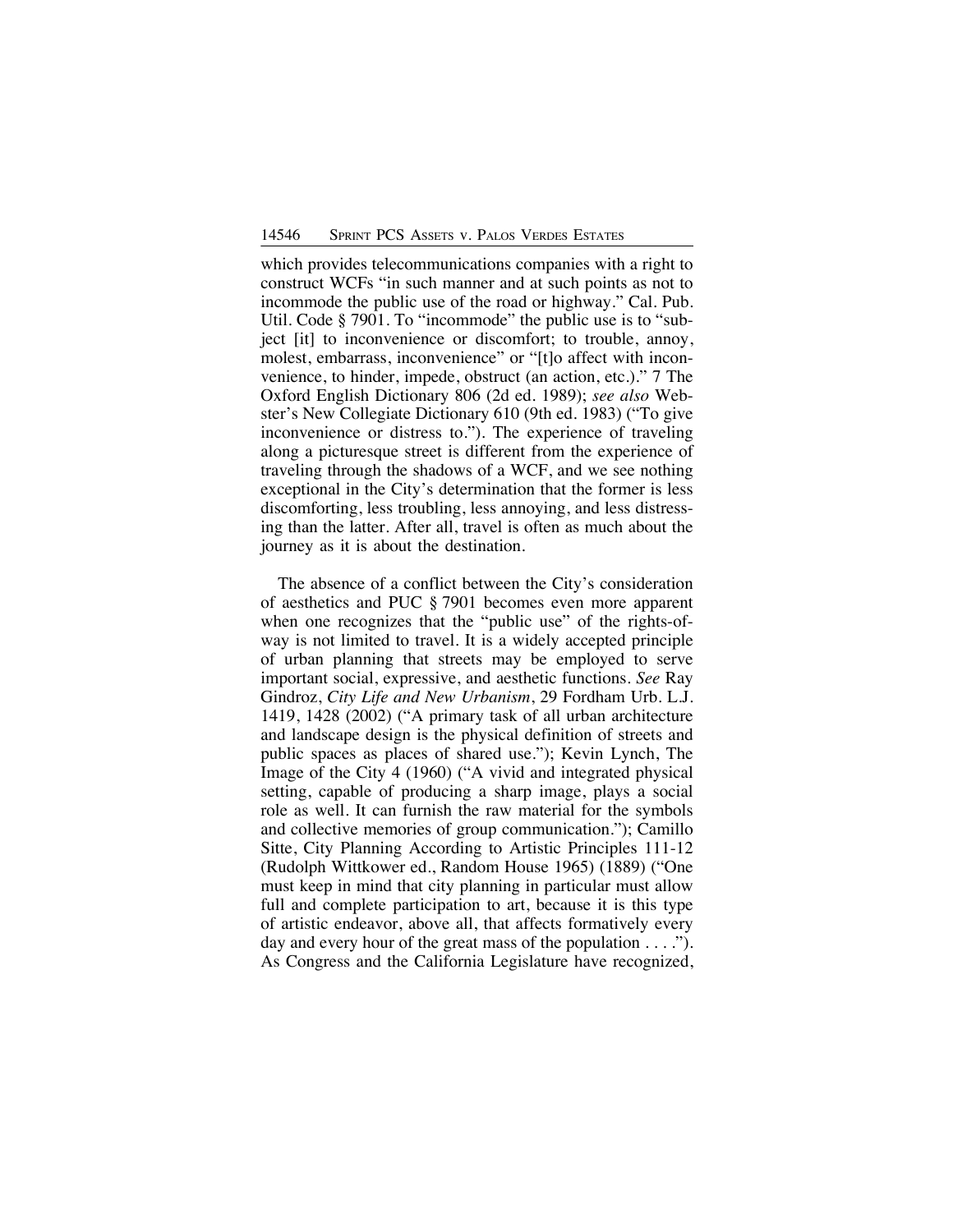which provides telecommunications companies with a right to construct WCFs "in such manner and at such points as not to incommode the public use of the road or highway." Cal. Pub. Util. Code § 7901. To "incommode" the public use is to "subject [it] to inconvenience or discomfort; to trouble, annoy, molest, embarrass, inconvenience" or "[t]o affect with inconvenience, to hinder, impede, obstruct (an action, etc.)." 7 The Oxford English Dictionary 806 (2d ed. 1989); *see also* Webster's New Collegiate Dictionary 610 (9th ed. 1983) ("To give inconvenience or distress to."). The experience of traveling along a picturesque street is different from the experience of traveling through the shadows of a WCF, and we see nothing exceptional in the City's determination that the former is less discomforting, less troubling, less annoying, and less distressing than the latter. After all, travel is often as much about the journey as it is about the destination.

The absence of a conflict between the City's consideration of aesthetics and PUC § 7901 becomes even more apparent when one recognizes that the "public use" of the rights-of-way is not limited to travel. It is a widely accepted principle of urban planning that streets may be employed to serve important social, expressive, and aesthetic functions. *See* Ray Gindroz, *City Life and New Urbanism*, 29 Fordham Urb. L.J. 1419, 1428 (2002) ("A primary task of all urban architecture and landscape design is the physical definition of streets and public spaces as places of shared use."); Kevin Lynch, The Image of the City 4 (1960) ("A vivid and integrated physical setting, capable of producing a sharp image, plays a social role as well. It can furnish the raw material for the symbols and collective memories of group communication."); Camillo Sitte, City Planning According to Artistic Principles 111-12 (Rudolph Wittkower ed., Random House 1965) (1889) ("One must keep in mind that city planning in particular must allow full and complete participation to art, because it is this type of artistic endeavor, above all, that affects formatively every day and every hour of the great mass of the population . . . ."). As Congress and the California Legislature have recognized,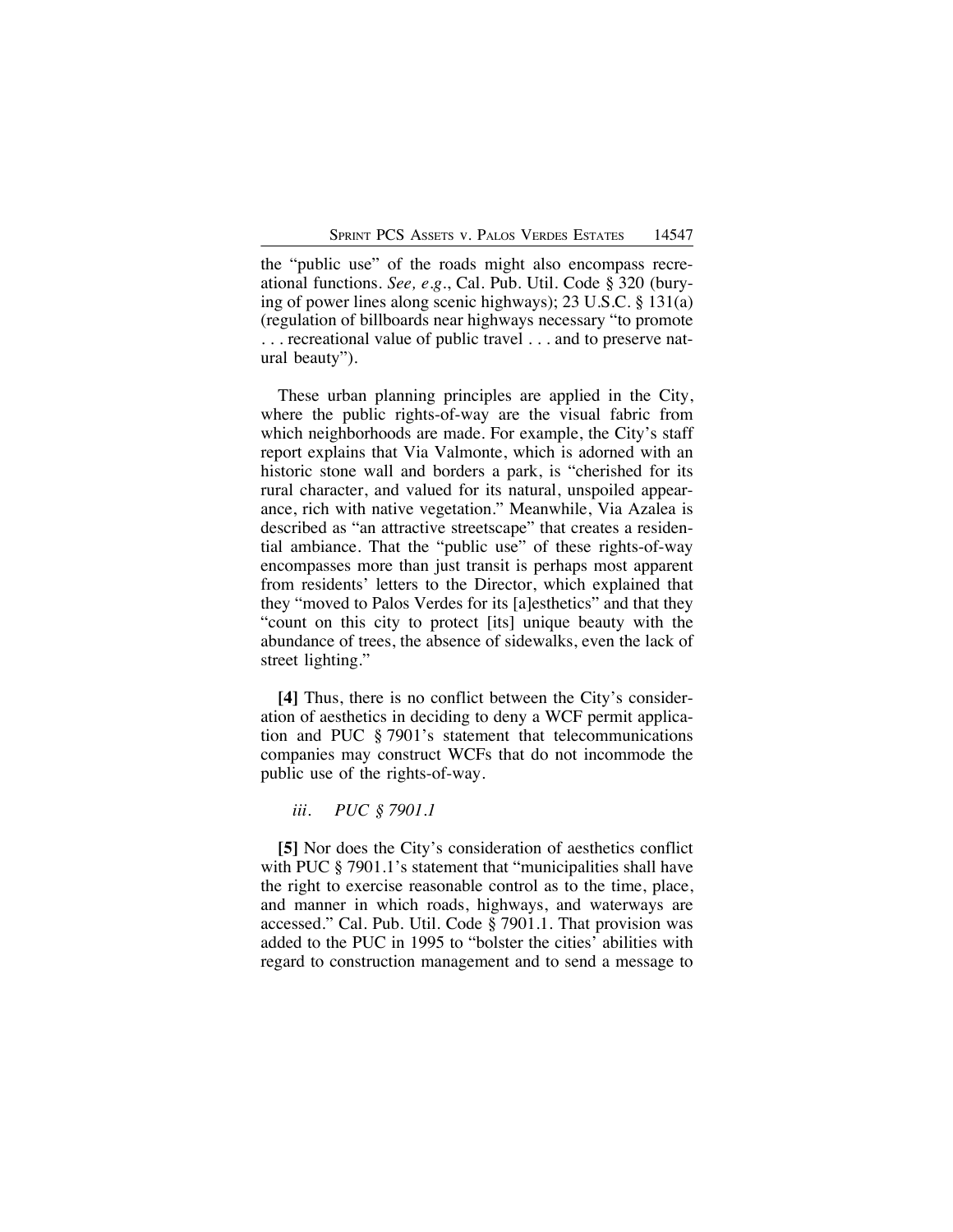the "public use" of the roads might also encompass recreational functions. *See, e.g.*, Cal. Pub. Util. Code § 320 (burying of power lines along scenic highways); 23 U.S.C. § 131(a) (regulation of billboards near highways necessary "to promote . . . recreational value of public travel . . . and to preserve natural beauty").

These urban planning principles are applied in the City, where the public rights-of-way are the visual fabric from which neighborhoods are made. For example, the City's staff report explains that Via Valmonte, which is adorned with an historic stone wall and borders a park, is "cherished for its rural character, and valued for its natural, unspoiled appearance, rich with native vegetation." Meanwhile, Via Azalea is described as "an attractive streetscape" that creates a residential ambiance. That the "public use" of these rights-of-way encompasses more than just transit is perhaps most apparent from residents' letters to the Director, which explained that they "moved to Palos Verdes for its [a]esthetics" and that they "count on this city to protect [its] unique beauty with the abundance of trees, the absence of sidewalks, even the lack of street lighting."

**[4]** Thus, there is no conflict between the City's consideration of aesthetics in deciding to deny a WCF permit application and PUC § 7901's statement that telecommunications companies may construct WCFs that do not incommode the public use of the rights-of-way.

*iii. PUC § 7901.1*

**[5]** Nor does the City's consideration of aesthetics conflict with PUC § 7901.1's statement that "municipalities shall have the right to exercise reasonable control as to the time, place, and manner in which roads, highways, and waterways are accessed." Cal. Pub. Util. Code § 7901.1. That provision was added to the PUC in 1995 to "bolster the cities' abilities with regard to construction management and to send a message to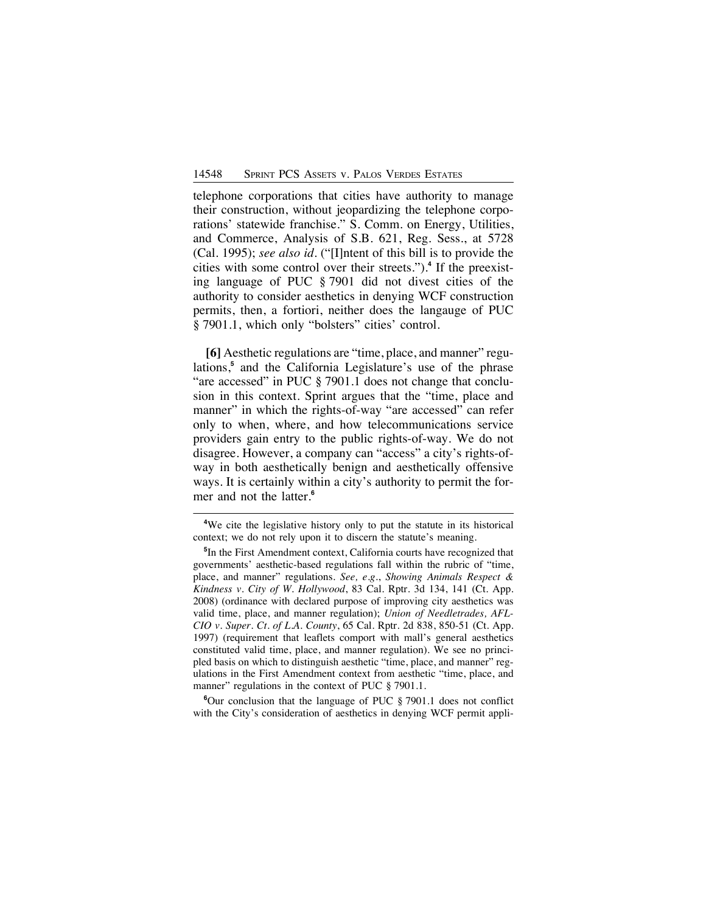telephone corporations that cities have authority to manage their construction, without jeopardizing the telephone corporations' statewide franchise." S. Comm. on Energy, Utilities, and Commerce, Analysis of S.B. 621, Reg. Sess., at 5728 (Cal. 1995); *see also id*. ("[I]ntent of this bill is to provide the cities with some control over their streets.").[4] If the preexisting language of PUC § 7901 did not divest cities of the authority to consider aesthetics in denying WCF construction permits, then, a fortiori, neither does the langauge of PUC § 7901.1, which only "bolsters" cities' control.

**[6]** Aesthetic regulations are "time, place, and manner" regulations,[5] and the California Legislature's use of the phrase "are accessed" in PUC § 7901.1 does not change that conclusion in this context. Sprint argues that the "time, place and manner" in which the rights-of-way "are accessed" can refer only to when, where, and how telecommunications service providers gain entry to the public rights-of-way. We do not disagree. However, a company can "access" a city's rights-of-way in both aesthetically benign and aesthetically offensive ways. It is certainly within a city's authority to permit the former and not the latter.[6]

---

[4]We cite the legislative history only to put the statute in its historical context; we do not rely upon it to discern the statute's meaning.

[5]In the First Amendment context, California courts have recognized that governments' aesthetic-based regulations fall within the rubric of "time, place, and manner" regulations. *See, e.g.*, *Showing Animals Respect & Kindness v. City of W. Hollywood*, 83 Cal. Rptr. 3d 134, 141 (Ct. App. 2008) (ordinance with declared purpose of improving city aesthetics was valid time, place, and manner regulation); *Union of Needletrades, AFL-CIO v. Super. Ct. of L.A. County*, 65 Cal. Rptr. 2d 838, 850-51 (Ct. App. 1997) (requirement that leaflets comport with mall's general aesthetics constituted valid time, place, and manner regulation). We see no principled basis on which to distinguish aesthetic "time, place, and manner" regulations in the First Amendment context from aesthetic "time, place, and manner" regulations in the context of PUC § 7901.1.

[6]Our conclusion that the language of PUC § 7901.1 does not conflict with the City's consideration of aesthetics in denying WCF permit appli-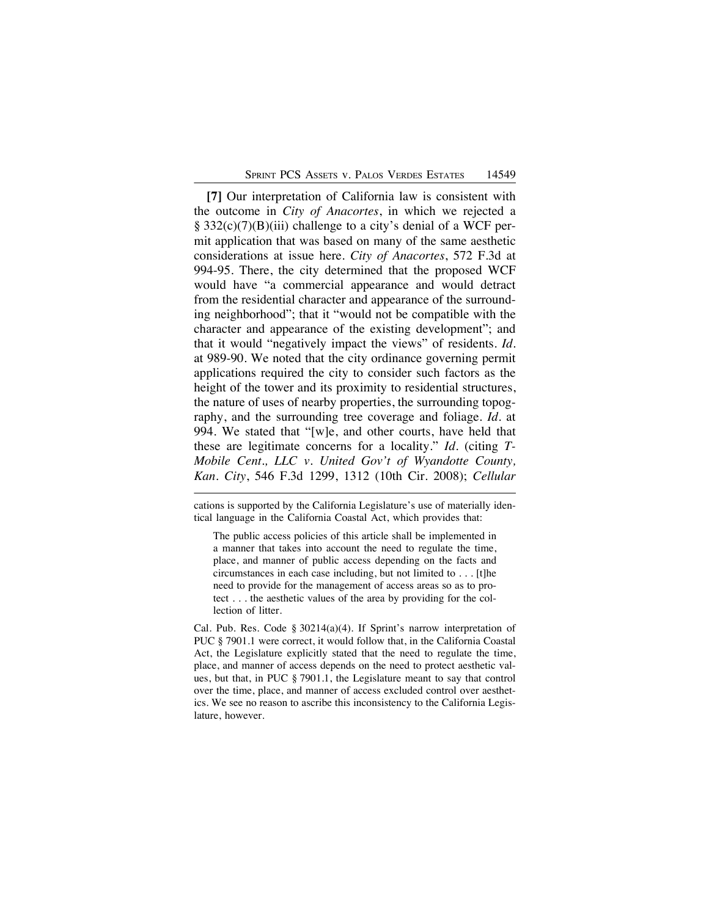**[7]** Our interpretation of California law is consistent with the outcome in *City of Anacortes*, in which we rejected a § 332(c)(7)(B)(iii) challenge to a city's denial of a WCF permit application that was based on many of the same aesthetic considerations at issue here. *City of Anacortes*, 572 F.3d at 994-95. There, the city determined that the proposed WCF would have "a commercial appearance and would detract from the residential character and appearance of the surrounding neighborhood"; that it "would not be compatible with the character and appearance of the existing development"; and that it would "negatively impact the views" of residents. *Id.* at 989-90. We noted that the city ordinance governing permit applications required the city to consider such factors as the height of the tower and its proximity to residential structures, the nature of uses of nearby properties, the surrounding topography, and the surrounding tree coverage and foliage. *Id.* at 994. We stated that "[w]e, and other courts, have held that these are legitimate concerns for a locality." *Id.* (citing *T-Mobile Cent., LLC v. United Gov't of Wyandotte County, Kan. City*, 546 F.3d 1299, 1312 (10th Cir. 2008); *Cellular*

---

cations is supported by the California Legislature's use of materially identical language in the California Coastal Act, which provides that:

> The public access policies of this article shall be implemented in a manner that takes into account the need to regulate the time, place, and manner of public access depending on the facts and circumstances in each case including, but not limited to . . . [t]he need to provide for the management of access areas so as to protect . . . the aesthetic values of the area by providing for the collection of litter.

Cal. Pub. Res. Code § 30214(a)(4). If Sprint's narrow interpretation of PUC § 7901.1 were correct, it would follow that, in the California Coastal Act, the Legislature explicitly stated that the need to regulate the time, place, and manner of access depends on the need to protect aesthetic values, but that, in PUC § 7901.1, the Legislature meant to say that control over the time, place, and manner of access excluded control over aesthetics. We see no reason to ascribe this inconsistency to the California Legislature, however.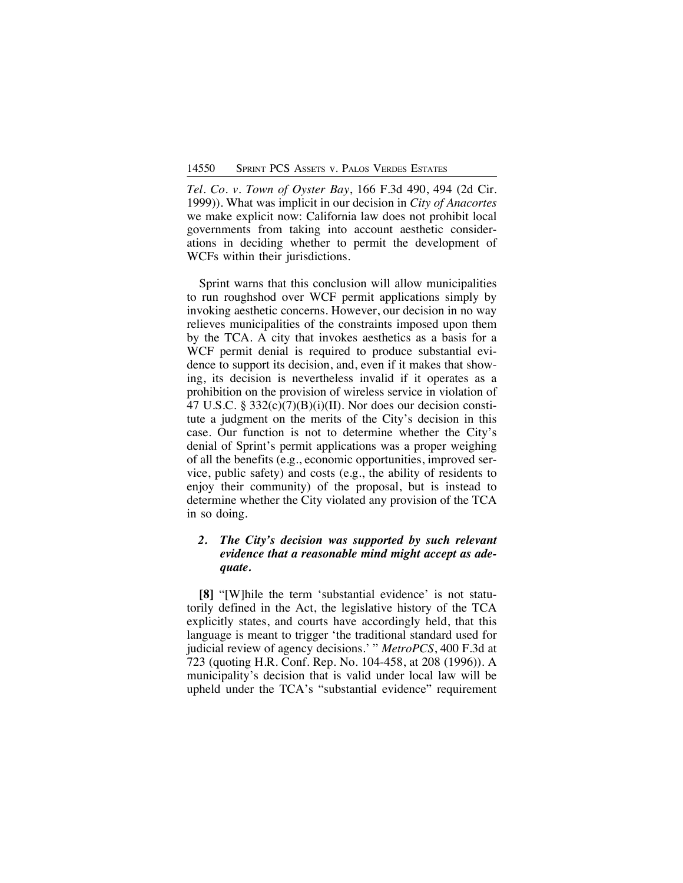*Tel. Co. v. Town of Oyster Bay*, 166 F.3d 490, 494 (2d Cir. 1999)). What was implicit in our decision in *City of Anacortes* we make explicit now: California law does not prohibit local governments from taking into account aesthetic considerations in deciding whether to permit the development of WCFs within their jurisdictions.

Sprint warns that this conclusion will allow municipalities to run roughshod over WCF permit applications simply by invoking aesthetic concerns. However, our decision in no way relieves municipalities of the constraints imposed upon them by the TCA. A city that invokes aesthetics as a basis for a WCF permit denial is required to produce substantial evidence to support its decision, and, even if it makes that showing, its decision is nevertheless invalid if it operates as a prohibition on the provision of wireless service in violation of 47 U.S.C. § 332(c)(7)(B)(i)(II). Nor does our decision constitute a judgment on the merits of the City's decision in this case. Our function is not to determine whether the City's denial of Sprint's permit applications was a proper weighing of all the benefits (e.g., economic opportunities, improved service, public safety) and costs (e.g., the ability of residents to enjoy their community) of the proposal, but is instead to determine whether the City violated any provision of the TCA in so doing.

### *2. The City's decision was supported by such relevant evidence that a reasonable mind might accept as adequate.*

**[8]** "[W]hile the term 'substantial evidence' is not statutorily defined in the Act, the legislative history of the TCA explicitly states, and courts have accordingly held, that this language is meant to trigger 'the traditional standard used for judicial review of agency decisions.' " *MetroPCS*, 400 F.3d at 723 (quoting H.R. Conf. Rep. No. 104-458, at 208 (1996)). A municipality's decision that is valid under local law will be upheld under the TCA's "substantial evidence" requirement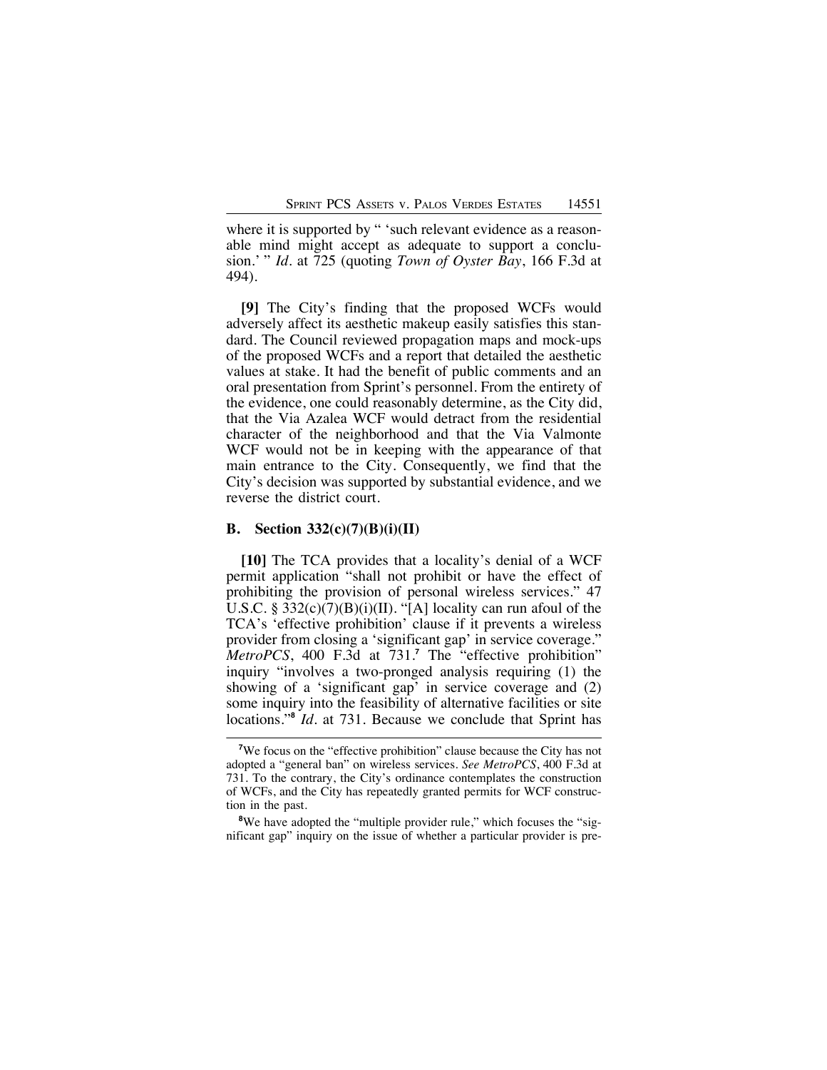where it is supported by " 'such relevant evidence as a reasonable mind might accept as adequate to support a conclusion.' " *Id.* at 725 (quoting *Town of Oyster Bay*, 166 F.3d at 494).

**[9]** The City's finding that the proposed WCFs would adversely affect its aesthetic makeup easily satisfies this standard. The Council reviewed propagation maps and mock-ups of the proposed WCFs and a report that detailed the aesthetic values at stake. It had the benefit of public comments and an oral presentation from Sprint's personnel. From the entirety of the evidence, one could reasonably determine, as the City did, that the Via Azalea WCF would detract from the residential character of the neighborhood and that the Via Valmonte WCF would not be in keeping with the appearance of that main entrance to the City. Consequently, we find that the City's decision was supported by substantial evidence, and we reverse the district court.

### B. Section 332(c)(7)(B)(i)(II)

**[10]** The TCA provides that a locality's denial of a WCF permit application "shall not prohibit or have the effect of prohibiting the provision of personal wireless services." 47 U.S.C. § 332(c)(7)(B)(i)(II). "[A] locality can run afoul of the TCA's 'effective prohibition' clause if it prevents a wireless provider from closing a 'significant gap' in service coverage." *MetroPCS*, 400 F.3d at 731.[7] The "effective prohibition" inquiry "involves a two-pronged analysis requiring (1) the showing of a 'significant gap' in service coverage and (2) some inquiry into the feasibility of alternative facilities or site locations."[8] *Id.* at 731. Because we conclude that Sprint has

---

[7]We focus on the "effective prohibition" clause because the City has not adopted a "general ban" on wireless services. *See MetroPCS*, 400 F.3d at 731. To the contrary, the City's ordinance contemplates the construction of WCFs, and the City has repeatedly granted permits for WCF construction in the past.

[8]We have adopted the "multiple provider rule," which focuses the "significant gap" inquiry on the issue of whether a particular provider is pre-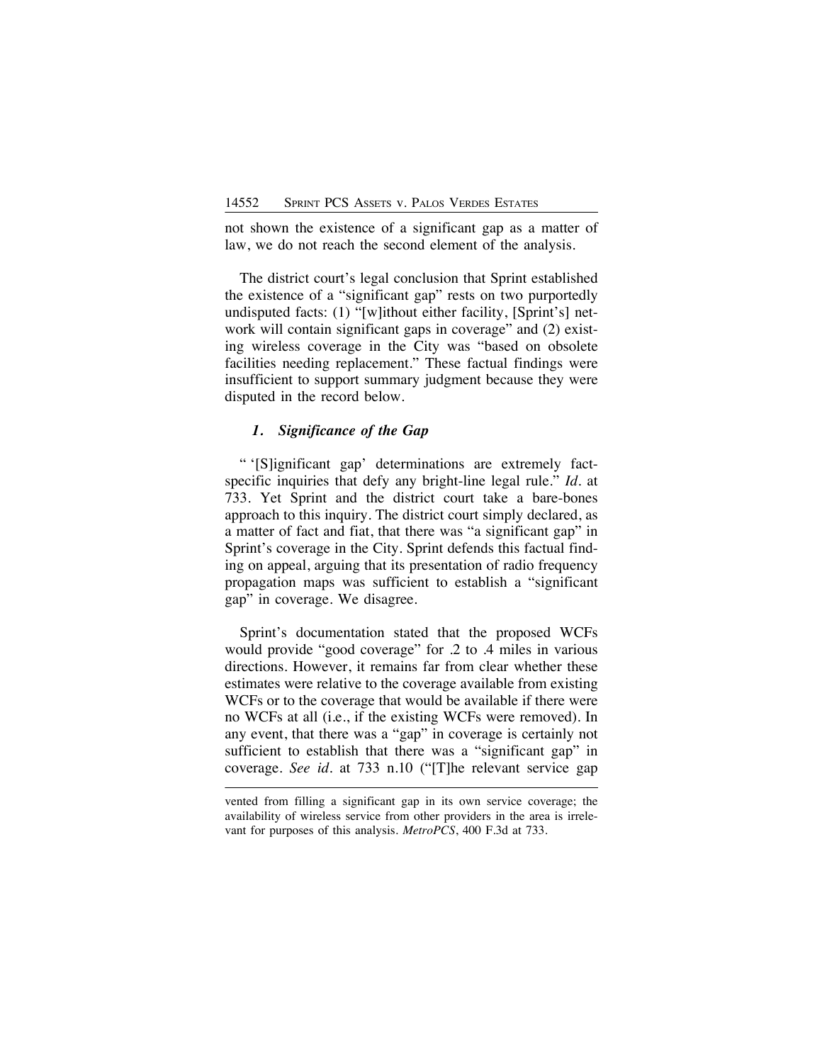not shown the existence of a significant gap as a matter of law, we do not reach the second element of the analysis.

The district court's legal conclusion that Sprint established the existence of a "significant gap" rests on two purportedly undisputed facts: (1) "[w]ithout either facility, [Sprint's] network will contain significant gaps in coverage" and (2) existing wireless coverage in the City was "based on obsolete facilities needing replacement." These factual findings were insufficient to support summary judgment because they were disputed in the record below.

### *1. Significance of the Gap*

" '[S]ignificant gap' determinations are extremely fact-specific inquiries that defy any bright-line legal rule." *Id.* at 733. Yet Sprint and the district court take a bare-bones approach to this inquiry. The district court simply declared, as a matter of fact and fiat, that there was "a significant gap" in Sprint's coverage in the City. Sprint defends this factual finding on appeal, arguing that its presentation of radio frequency propagation maps was sufficient to establish a "significant gap" in coverage. We disagree.

Sprint's documentation stated that the proposed WCFs would provide "good coverage" for .2 to .4 miles in various directions. However, it remains far from clear whether these estimates were relative to the coverage available from existing WCFs or to the coverage that would be available if there were no WCFs at all (i.e., if the existing WCFs were removed). In any event, that there was a "gap" in coverage is certainly not sufficient to establish that there was a "significant gap" in coverage. *See id.* at 733 n.10 ("[T]he relevant service gap

---

vented from filling a significant gap in its own service coverage; the availability of wireless service from other providers in the area is irrelevant for purposes of this analysis. *MetroPCS*, 400 F.3d at 733.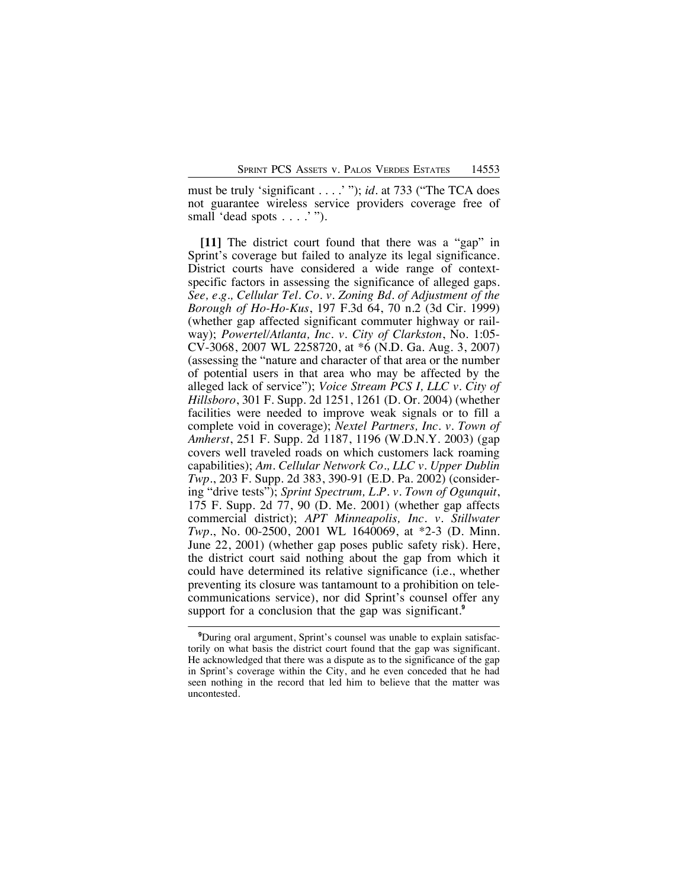must be truly 'significant . . . .' "); *id.* at 733 ("The TCA does not guarantee wireless service providers coverage free of small 'dead spots . . . .' ").

**[11]** The district court found that there was a "gap" in Sprint's coverage but failed to analyze its legal significance. District courts have considered a wide range of context-specific factors in assessing the significance of alleged gaps. *See, e.g., Cellular Tel. Co. v. Zoning Bd. of Adjustment of the Borough of Ho-Ho-Kus*, 197 F.3d 64, 70 n.2 (3d Cir. 1999) (whether gap affected significant commuter highway or railway); *Powertel/Atlanta, Inc. v. City of Clarkston*, No. 1:05-CV-3068, 2007 WL 2258720, at *6 (N.D. Ga. Aug. 3, 2007) (assessing the "nature and character of that area or the number of potential users in that area who may be affected by the alleged lack of service"); *Voice Stream PCS I, LLC v. City of Hillsboro*, 301 F. Supp. 2d 1251, 1261 (D. Or. 2004) (whether facilities were needed to improve weak signals or to fill a complete void in coverage); *Nextel Partners, Inc. v. Town of Amherst*, 251 F. Supp. 2d 1187, 1196 (W.D.N.Y. 2003) (gap covers well traveled roads on which customers lack roaming capabilities); *Am. Cellular Network Co., LLC v. Upper Dublin Twp.*, 203 F. Supp. 2d 383, 390-91 (E.D. Pa. 2002) (considering "drive tests"); *Sprint Spectrum, L.P. v. Town of Ogunquit*, 175 F. Supp. 2d 77, 90 (D. Me. 2001) (whether gap affects commercial district); *APT Minneapolis, Inc. v. Stillwater Twp.*, No. 00-2500, 2001 WL 1640069, at *2-3 (D. Minn. June 22, 2001) (whether gap poses public safety risk). Here, the district court said nothing about the gap from which it could have determined its relative significance (i.e., whether preventing its closure was tantamount to a prohibition on telecommunications service), nor did Sprint's counsel offer any support for a conclusion that the gap was significant.[9]

[9]During oral argument, Sprint's counsel was unable to explain satisfactorily on what basis the district court found that the gap was significant. He acknowledged that there was a dispute as to the significance of the gap in Sprint's coverage within the City, and he even conceded that he had seen nothing in the record that led him to believe that the matter was uncontested.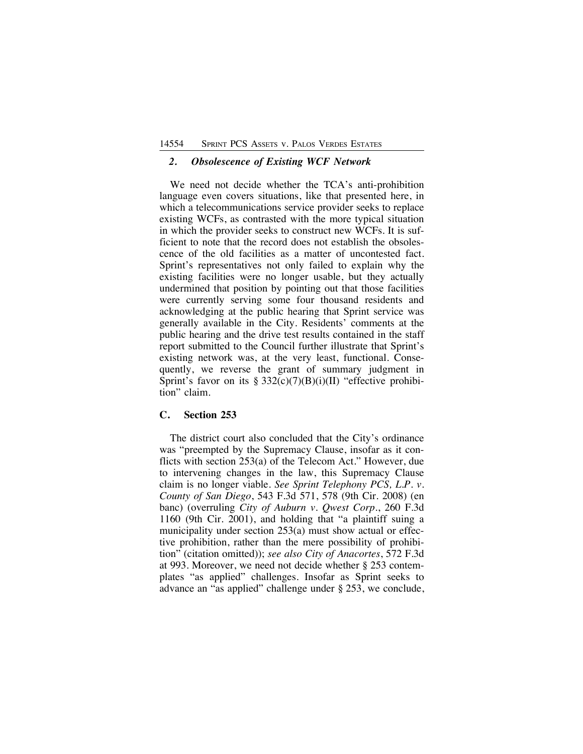### *2. Obsolescence of Existing WCF Network*

We need not decide whether the TCA's anti-prohibition language even covers situations, like that presented here, in which a telecommunications service provider seeks to replace existing WCFs, as contrasted with the more typical situation in which the provider seeks to construct new WCFs. It is sufficient to note that the record does not establish the obsolescence of the old facilities as a matter of uncontested fact. Sprint's representatives not only failed to explain why the existing facilities were no longer usable, but they actually undermined that position by pointing out that those facilities were currently serving some four thousand residents and acknowledging at the public hearing that Sprint service was generally available in the City. Residents' comments at the public hearing and the drive test results contained in the staff report submitted to the Council further illustrate that Sprint's existing network was, at the very least, functional. Consequently, we reverse the grant of summary judgment in Sprint's favor on its § 332(c)(7)(B)(i)(II) "effective prohibition" claim.

## C. Section 253

The district court also concluded that the City's ordinance was "preempted by the Supremacy Clause, insofar as it conflicts with section 253(a) of the Telecom Act." However, due to intervening changes in the law, this Supremacy Clause claim is no longer viable. *See Sprint Telephony PCS, L.P. v. County of San Diego*, 543 F.3d 571, 578 (9th Cir. 2008) (en banc) (overruling *City of Auburn v. Qwest Corp.*, 260 F.3d 1160 (9th Cir. 2001), and holding that "a plaintiff suing a municipality under section 253(a) must show actual or effective prohibition, rather than the mere possibility of prohibition" (citation omitted)); *see also City of Anacortes*, 572 F.3d at 993. Moreover, we need not decide whether § 253 contemplates "as applied" challenges. Insofar as Sprint seeks to advance an "as applied" challenge under § 253, we conclude,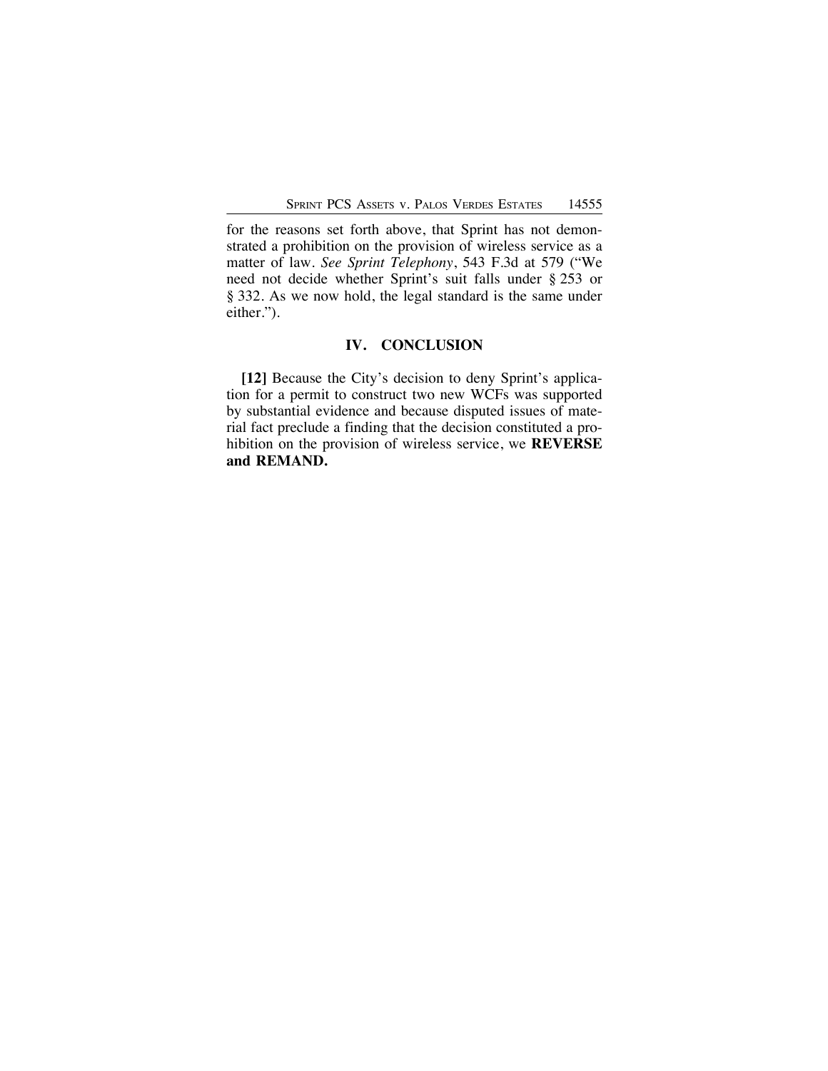for the reasons set forth above, that Sprint has not demonstrated a prohibition on the provision of wireless service as a matter of law. *See Sprint Telephony*, 543 F.3d at 579 ("We need not decide whether Sprint's suit falls under § 253 or § 332. As we now hold, the legal standard is the same under either.").

## IV. CONCLUSION

**[12]** Because the City's decision to deny Sprint's application for a permit to construct two new WCFs was supported by substantial evidence and because disputed issues of material fact preclude a finding that the decision constituted a prohibition on the provision of wireless service, we **REVERSE and REMAND.**